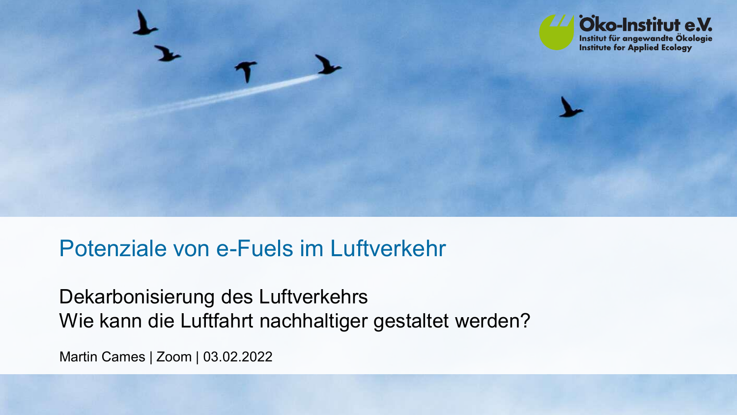Öko-Institut e.V.
Institut für angewandte Ökologie
Institute for Applied Ecology

# Potenziale von e-Fuels im Luftverkehr

Dekarbonisierung des Luftverkehrs
Wie kann die Luftfahrt nachhaltiger gestaltet werden?

Martin Cames | Zoom | 03.02.2022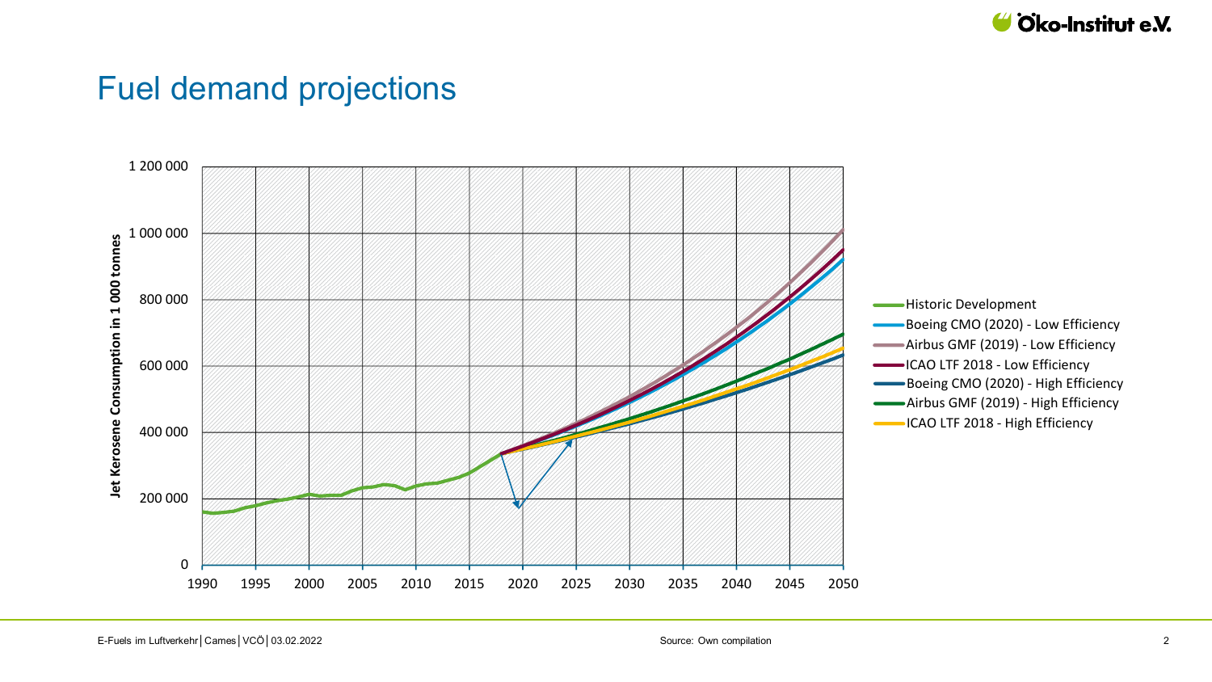# Fuel demand projections

Source: Own compilation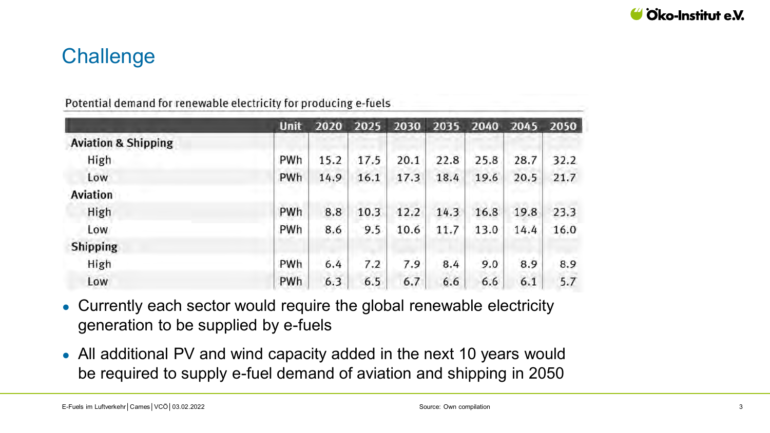# Challenge

Potential demand for renewable electricity for producing e-fuels

| | Unit | 2020 | 2025 | 2030 | 2035 | 2040 | 2045 | 2050 |
|---|---|---|---|---|---|---|---|---|
| **Aviation & Shipping** | | | | | | | | |
| High | PWh | 15.2 | 17.5 | 20.1 | 22.8 | 25.8 | 28.7 | 32.2 |
| Low | PWh | 14.9 | 16.1 | 17.3 | 18.4 | 19.6 | 20.5 | 21.7 |
| **Aviation** | | | | | | | | |
| High | PWh | 8.8 | 10.3 | 12.2 | 14.3 | 16.8 | 19.8 | 23.3 |
| Low | PWh | 8.6 | 9.5 | 10.6 | 11.7 | 13.0 | 14.4 | 16.0 |
| **Shipping** | | | | | | | | |
| High | PWh | 6.4 | 7.2 | 7.9 | 8.4 | 9.0 | 8.9 | 8.9 |
| Low | PWh | 6.3 | 6.5 | 6.7 | 6.6 | 6.6 | 6.1 | 5.7 |

- Currently each sector would require the global renewable electricity generation to be supplied by e-fuels
- All additional PV and wind capacity added in the next 10 years would be required to supply e-fuel demand of aviation and shipping in 2050

Source: Own compilation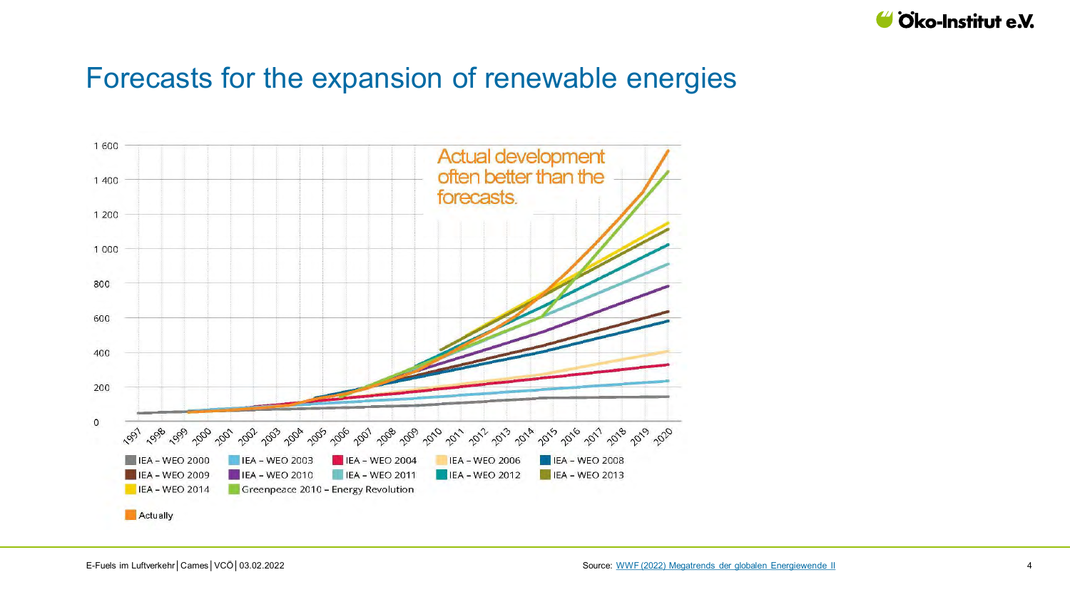# Forecasts for the expansion of renewable energies

Actual development often better than the forecasts.

Source: WWF (2022) Megatrends der globalen Energiewende II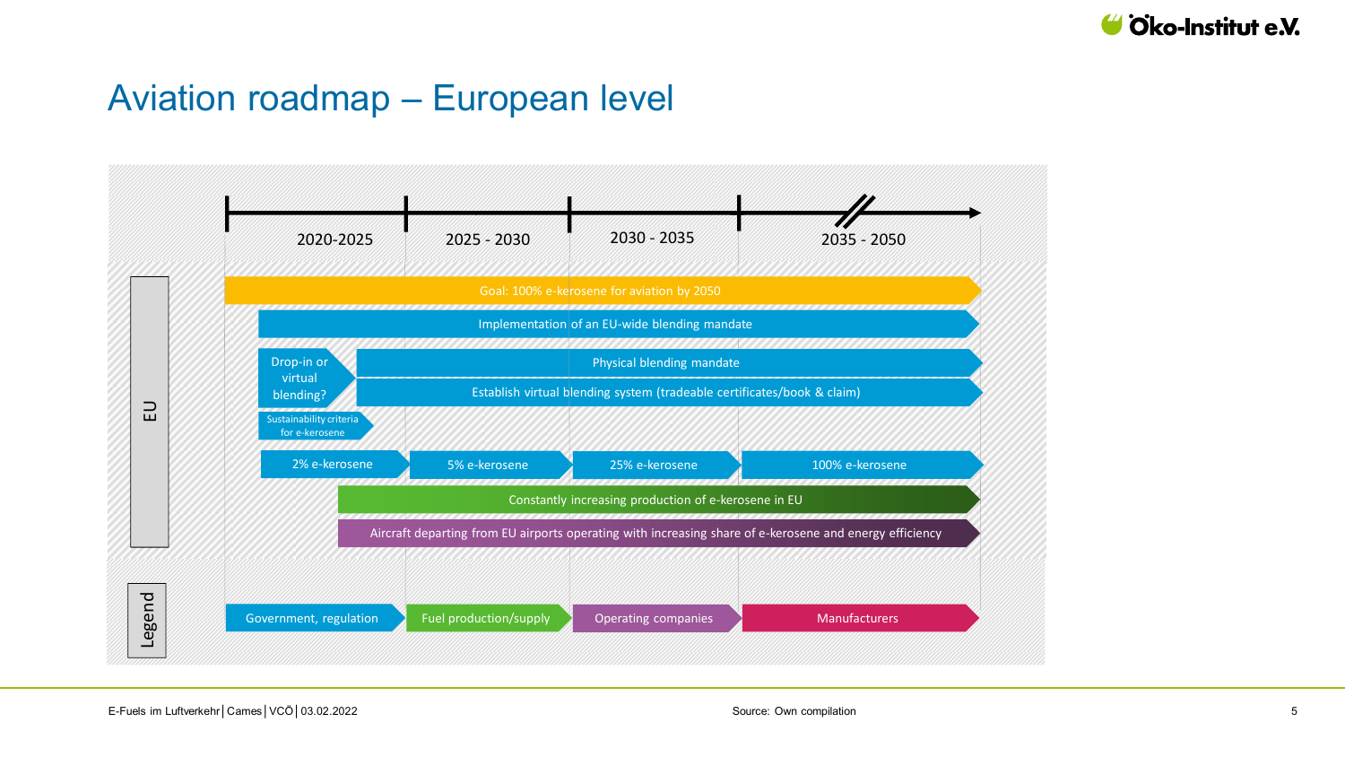# Aviation roadmap – European level

**Timeline:** 2020-2025 | 2025 - 2030 | 2030 - 2035 | 2035 - 2050

**EU**

- Goal: 100% e-kerosene for aviation by 2050
- Implementation of an EU-wide blending mandate
- Drop-in or virtual blending?
  - Physical blending mandate
  - Establish virtual blending system (tradeable certificates/book & claim)
- Sustainability criteria for e-kerosene
- 2% e-kerosene (2020-2025) → 5% e-kerosene (2025 - 2030) → 25% e-kerosene (2030 - 2035) → 100% e-kerosene (2035 - 2050)
- Constantly increasing production of e-kerosene in EU
- Aircraft departing from EU airports operating with increasing share of e-kerosene and energy efficiency

**Legend**

- Government, regulation
- Fuel production/supply
- Operating companies
- Manufacturers

Source: Own compilation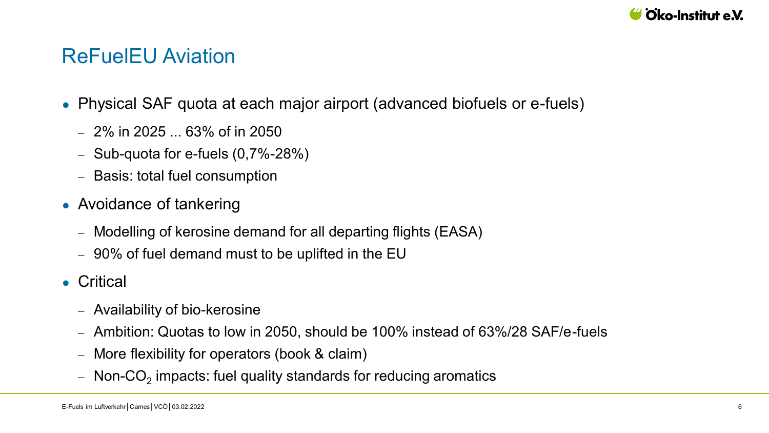# ReFuelEU Aviation

- Physical SAF quota at each major airport (advanced biofuels or e-fuels)
  - 2% in 2025 ... 63% of in 2050
  - Sub-quota for e-fuels (0,7%-28%)
  - Basis: total fuel consumption
- Avoidance of tankering
  - Modelling of kerosine demand for all departing flights (EASA)
  - 90% of fuel demand must to be uplifted in the EU
- Critical
  - Availability of bio-kerosine
  - Ambition: Quotas to low in 2050, should be 100% instead of 63%/28 SAF/e-fuels
  - More flexibility for operators (book & claim)
  - Non-$CO_2$ impacts: fuel quality standards for reducing aromatics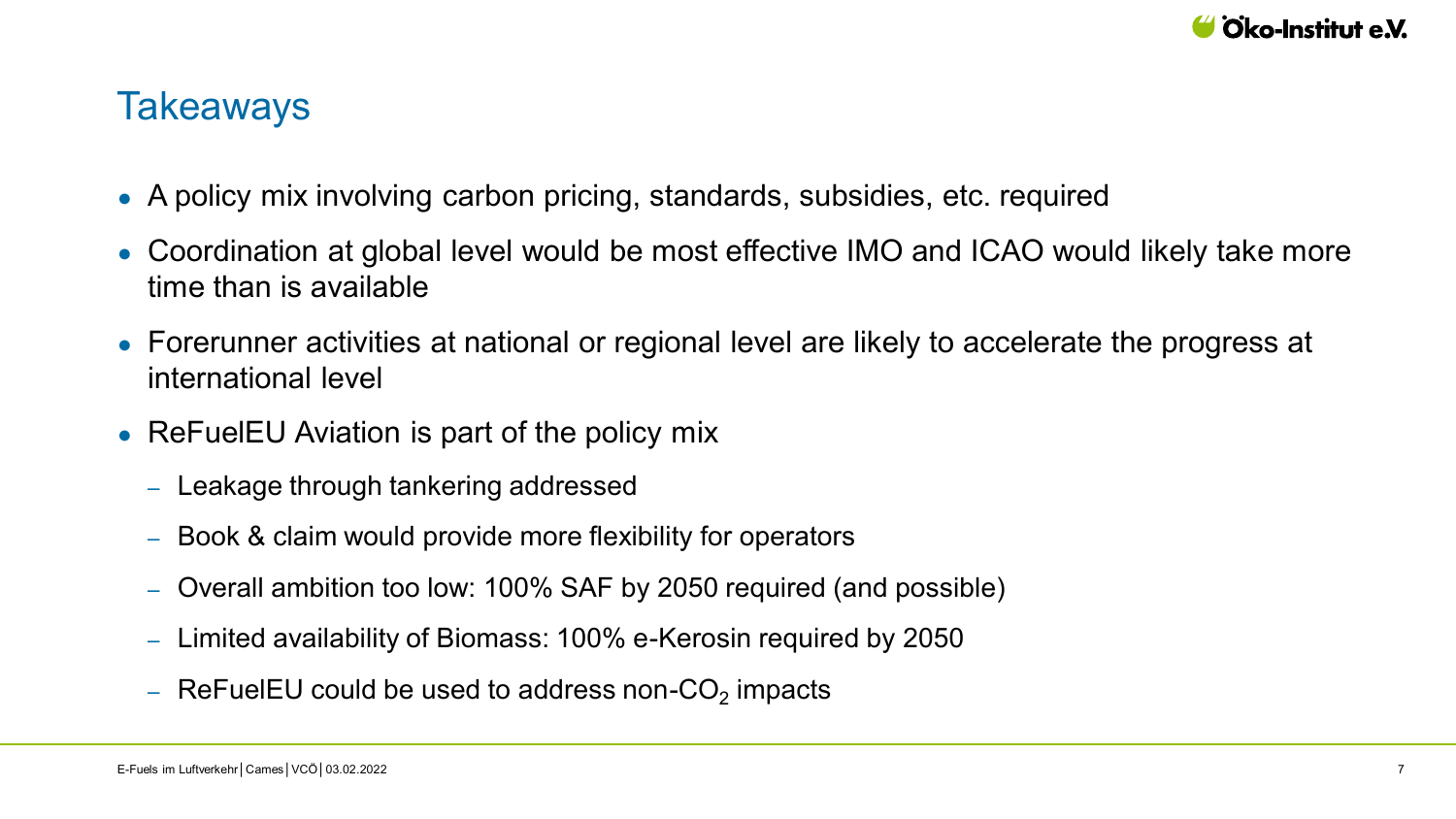## Takeaways

- A policy mix involving carbon pricing, standards, subsidies, etc. required
- Coordination at global level would be most effective IMO and ICAO would likely take more time than is available
- Forerunner activities at national or regional level are likely to accelerate the progress at international level
- ReFuelEU Aviation is part of the policy mix
  - Leakage through tankering addressed
  - Book & claim would provide more flexibility for operators
  - Overall ambition too low: 100% SAF by 2050 required (and possible)
  - Limited availability of Biomass: 100% e-Kerosin required by 2050
  - ReFuelEU could be used to address non-$CO_2$ impacts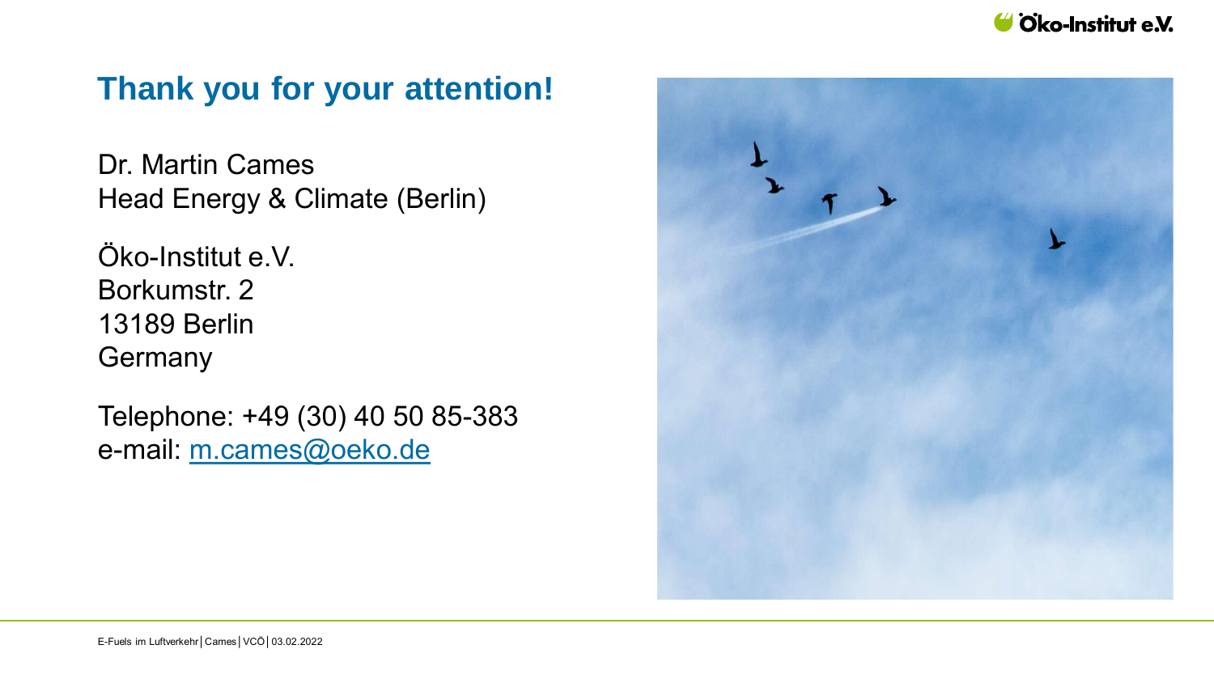# Thank you for your attention!

Dr. Martin Cames
Head Energy & Climate (Berlin)

Öko-Institut e.V.
Borkumstr. 2
13189 Berlin
Germany

Telephone: +49 (30) 40 50 85-383
e-mail: [m.cames@oeko.de](mailto:m.cames@oeko.de)